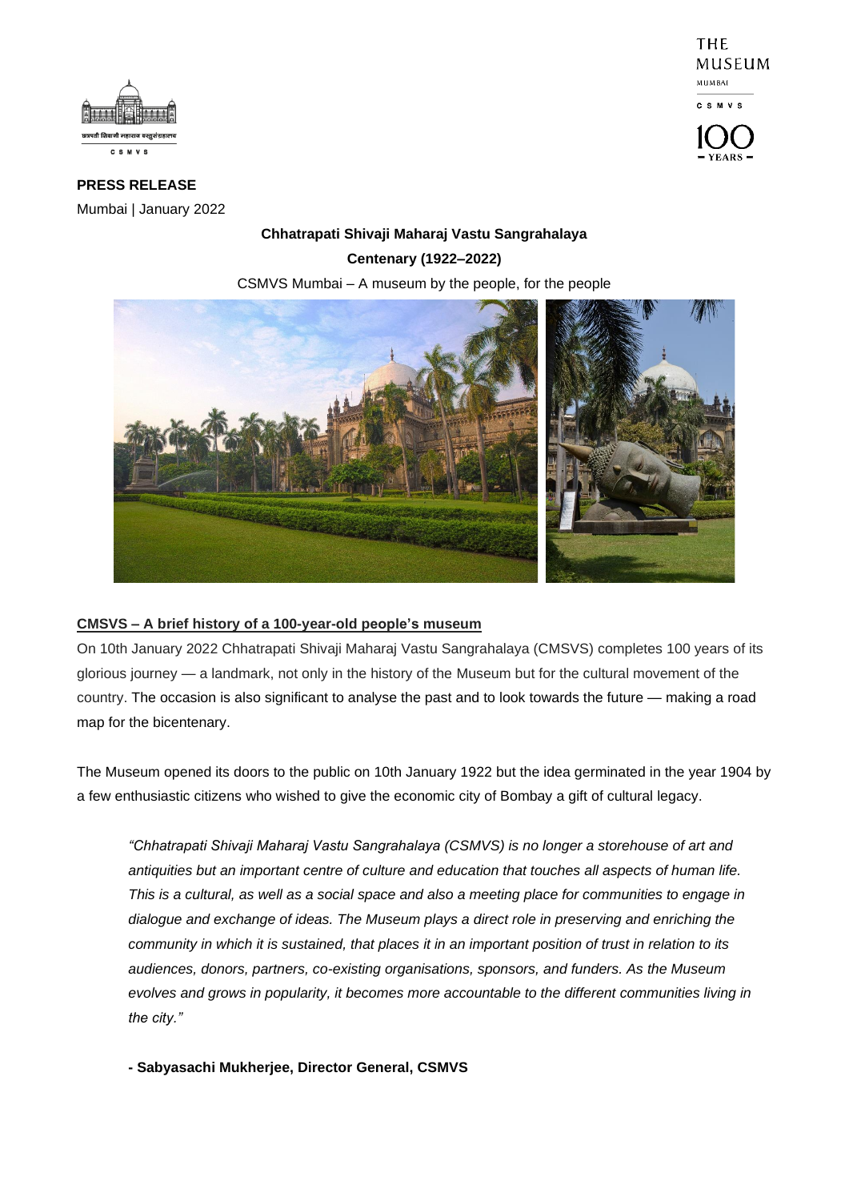**PRESS RELEASE**

Mumbai | January 2022

**Chhatrapati Shivaji Maharaj Vastu Sangrahalaya**

**Centenary (1922–2022)**

CSMVS Mumbai – A museum by the people, for the people

## CMSVS – A brief history of a 100-year-old people's museum

On 10th January 2022 Chhatrapati Shivaji Maharaj Vastu Sangrahalaya (CMSVS) completes 100 years of its glorious journey — a landmark, not only in the history of the Museum but for the cultural movement of the country. The occasion is also significant to analyse the past and to look towards the future — making a road map for the bicentenary.

The Museum opened its doors to the public on 10th January 1922 but the idea germinated in the year 1904 by a few enthusiastic citizens who wished to give the economic city of Bombay a gift of cultural legacy.

> *"Chhatrapati Shivaji Maharaj Vastu Sangrahalaya (CSMVS) is no longer a storehouse of art and antiquities but an important centre of culture and education that touches all aspects of human life. This is a cultural, as well as a social space and also a meeting place for communities to engage in dialogue and exchange of ideas. The Museum plays a direct role in preserving and enriching the community in which it is sustained, that places it in an important position of trust in relation to its audiences, donors, partners, co-existing organisations, sponsors, and funders. As the Museum evolves and grows in popularity, it becomes more accountable to the different communities living in the city."*
>
> **- Sabyasachi Mukherjee, Director General, CSMVS**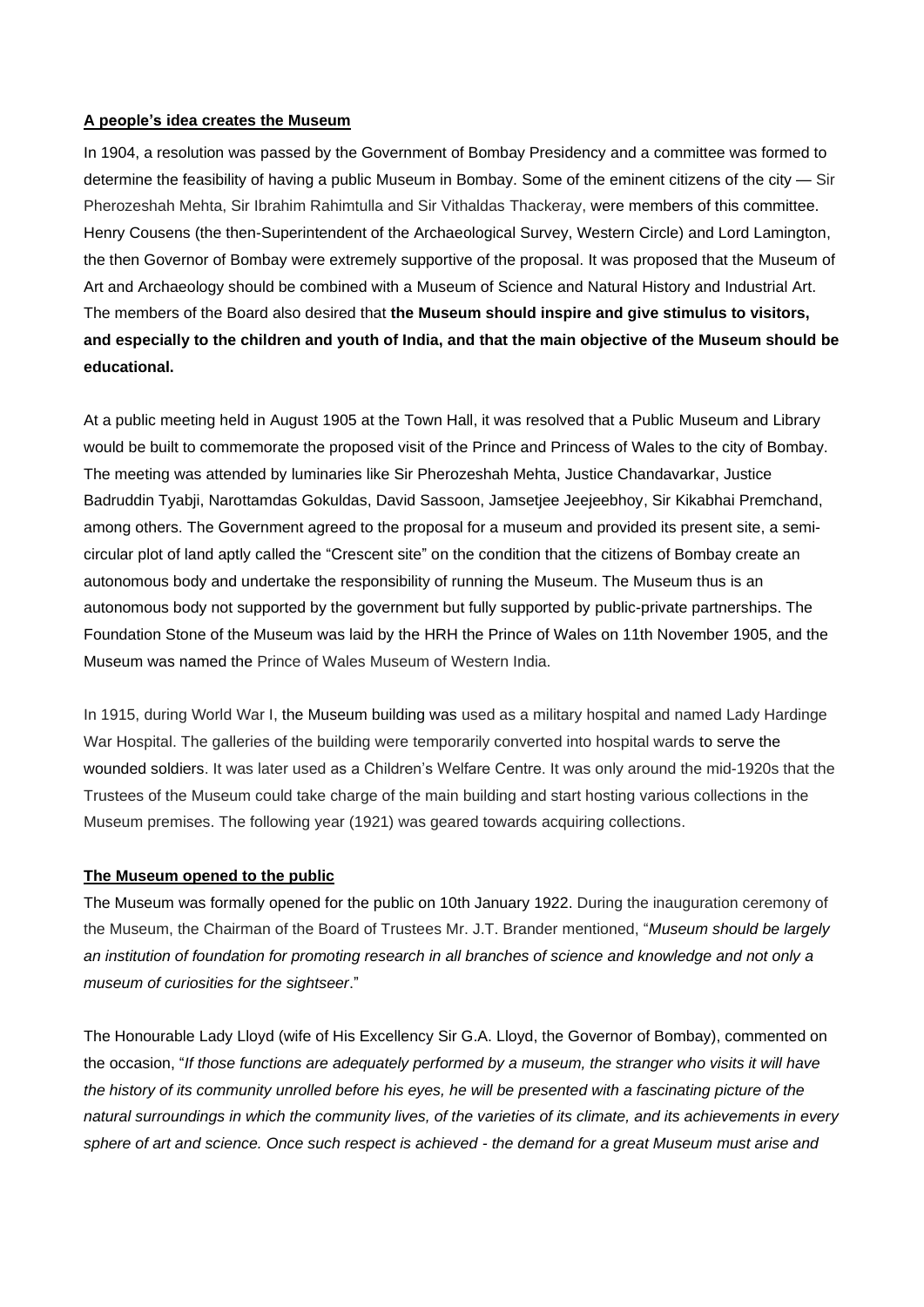**A people's idea creates the Museum**

In 1904, a resolution was passed by the Government of Bombay Presidency and a committee was formed to determine the feasibility of having a public Museum in Bombay. Some of the eminent citizens of the city — Sir Pherozeshah Mehta, Sir Ibrahim Rahimtulla and Sir Vithaldas Thackeray, were members of this committee. Henry Cousens (the then-Superintendent of the Archaeological Survey, Western Circle) and Lord Lamington, the then Governor of Bombay were extremely supportive of the proposal. It was proposed that the Museum of Art and Archaeology should be combined with a Museum of Science and Natural History and Industrial Art. The members of the Board also desired that **the Museum should inspire and give stimulus to visitors, and especially to the children and youth of India, and that the main objective of the Museum should be educational.**

At a public meeting held in August 1905 at the Town Hall, it was resolved that a Public Museum and Library would be built to commemorate the proposed visit of the Prince and Princess of Wales to the city of Bombay. The meeting was attended by luminaries like Sir Pherozeshah Mehta, Justice Chandavarkar, Justice Badruddin Tyabji, Narottamdas Gokuldas, David Sassoon, Jamsetjee Jeejeebhoy, Sir Kikabhai Premchand, among others. The Government agreed to the proposal for a museum and provided its present site, a semi-circular plot of land aptly called the "Crescent site" on the condition that the citizens of Bombay create an autonomous body and undertake the responsibility of running the Museum. The Museum thus is an autonomous body not supported by the government but fully supported by public-private partnerships. The Foundation Stone of the Museum was laid by the HRH the Prince of Wales on 11th November 1905, and the Museum was named the Prince of Wales Museum of Western India.

In 1915, during World War I, the Museum building was used as a military hospital and named Lady Hardinge War Hospital. The galleries of the building were temporarily converted into hospital wards to serve the wounded soldiers. It was later used as a Children's Welfare Centre. It was only around the mid-1920s that the Trustees of the Museum could take charge of the main building and start hosting various collections in the Museum premises. The following year (1921) was geared towards acquiring collections.

**The Museum opened to the public**

The Museum was formally opened for the public on 10th January 1922. During the inauguration ceremony of the Museum, the Chairman of the Board of Trustees Mr. J.T. Brander mentioned, "*Museum should be largely an institution of foundation for promoting research in all branches of science and knowledge and not only a museum of curiosities for the sightseer*."

The Honourable Lady Lloyd (wife of His Excellency Sir G.A. Lloyd, the Governor of Bombay), commented on the occasion, "*If those functions are adequately performed by a museum, the stranger who visits it will have the history of its community unrolled before his eyes, he will be presented with a fascinating picture of the natural surroundings in which the community lives, of the varieties of its climate, and its achievements in every sphere of art and science. Once such respect is achieved - the demand for a great Museum must arise and*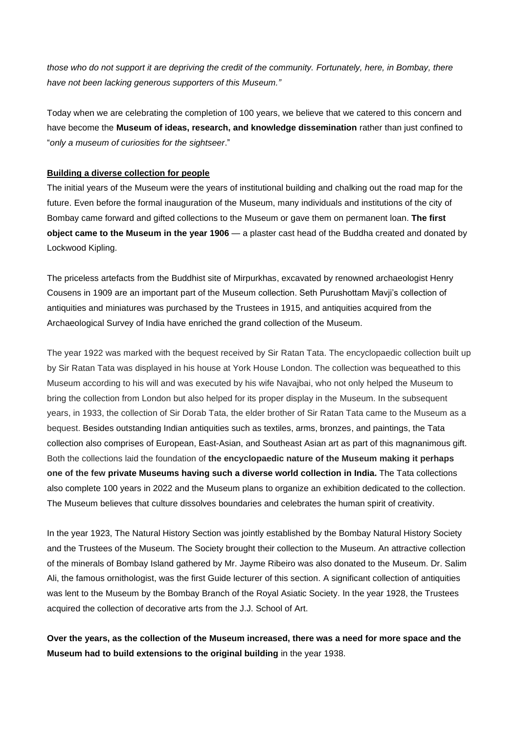*those who do not support it are depriving the credit of the community. Fortunately, here, in Bombay, there have not been lacking generous supporters of this Museum."*

Today when we are celebrating the completion of 100 years, we believe that we catered to this concern and have become the **Museum of ideas, research, and knowledge dissemination** rather than just confined to "*only a museum of curiosities for the sightseer*."

**Building a diverse collection for people**

The initial years of the Museum were the years of institutional building and chalking out the road map for the future. Even before the formal inauguration of the Museum, many individuals and institutions of the city of Bombay came forward and gifted collections to the Museum or gave them on permanent loan. **The first object came to the Museum in the year 1906** — a plaster cast head of the Buddha created and donated by Lockwood Kipling.

The priceless artefacts from the Buddhist site of Mirpurkhas, excavated by renowned archaeologist Henry Cousens in 1909 are an important part of the Museum collection. Seth Purushottam Mavji's collection of antiquities and miniatures was purchased by the Trustees in 1915, and antiquities acquired from the Archaeological Survey of India have enriched the grand collection of the Museum.

The year 1922 was marked with the bequest received by Sir Ratan Tata. The encyclopaedic collection built up by Sir Ratan Tata was displayed in his house at York House London. The collection was bequeathed to this Museum according to his will and was executed by his wife Navajbai, who not only helped the Museum to bring the collection from London but also helped for its proper display in the Museum. In the subsequent years, in 1933, the collection of Sir Dorab Tata, the elder brother of Sir Ratan Tata came to the Museum as a bequest. Besides outstanding Indian antiquities such as textiles, arms, bronzes, and paintings, the Tata collection also comprises of European, East-Asian, and Southeast Asian art as part of this magnanimous gift. Both the collections laid the foundation of **the encyclopaedic nature of the Museum making it perhaps one of the few private Museums having such a diverse world collection in India.** The Tata collections also complete 100 years in 2022 and the Museum plans to organize an exhibition dedicated to the collection. The Museum believes that culture dissolves boundaries and celebrates the human spirit of creativity.

In the year 1923, The Natural History Section was jointly established by the Bombay Natural History Society and the Trustees of the Museum. The Society brought their collection to the Museum. An attractive collection of the minerals of Bombay Island gathered by Mr. Jayme Ribeiro was also donated to the Museum. Dr. Salim Ali, the famous ornithologist, was the first Guide lecturer of this section. A significant collection of antiquities was lent to the Museum by the Bombay Branch of the Royal Asiatic Society. In the year 1928, the Trustees acquired the collection of decorative arts from the J.J. School of Art.

**Over the years, as the collection of the Museum increased, there was a need for more space and the Museum had to build extensions to the original building** in the year 1938.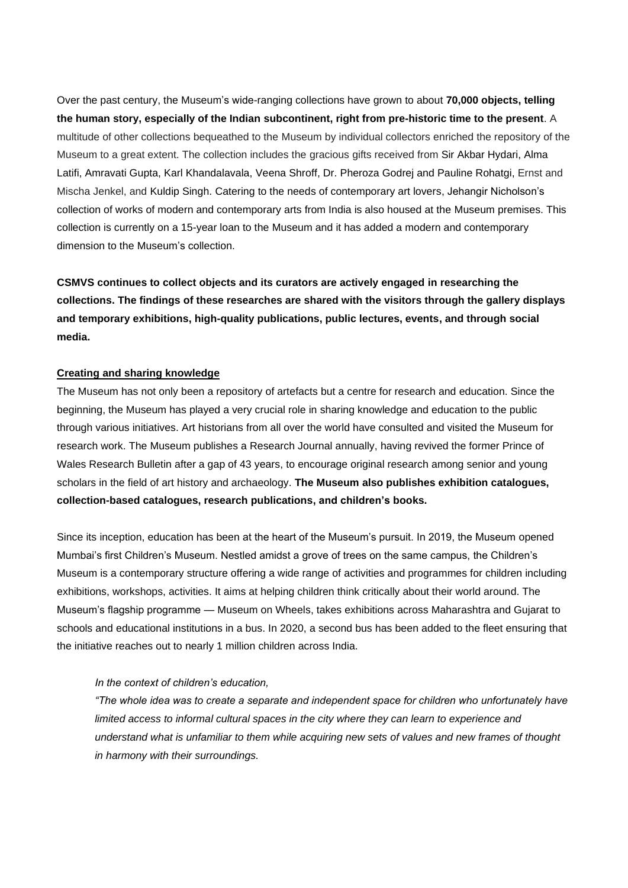Over the past century, the Museum's wide-ranging collections have grown to about **70,000 objects, telling the human story, especially of the Indian subcontinent, right from pre-historic time to the present**. A multitude of other collections bequeathed to the Museum by individual collectors enriched the repository of the Museum to a great extent. The collection includes the gracious gifts received from Sir Akbar Hydari, Alma Latifi, Amravati Gupta, Karl Khandalavala, Veena Shroff, Dr. Pheroza Godrej and Pauline Rohatgi, Ernst and Mischa Jenkel, and Kuldip Singh. Catering to the needs of contemporary art lovers, Jehangir Nicholson's collection of works of modern and contemporary arts from India is also housed at the Museum premises. This collection is currently on a 15-year loan to the Museum and it has added a modern and contemporary dimension to the Museum's collection.

**CSMVS continues to collect objects and its curators are actively engaged in researching the collections. The findings of these researches are shared with the visitors through the gallery displays and temporary exhibitions, high-quality publications, public lectures, events, and through social media.**

## Creating and sharing knowledge

The Museum has not only been a repository of artefacts but a centre for research and education. Since the beginning, the Museum has played a very crucial role in sharing knowledge and education to the public through various initiatives. Art historians from all over the world have consulted and visited the Museum for research work. The Museum publishes a Research Journal annually, having revived the former Prince of Wales Research Bulletin after a gap of 43 years, to encourage original research among senior and young scholars in the field of art history and archaeology. **The Museum also publishes exhibition catalogues, collection-based catalogues, research publications, and children's books.**

Since its inception, education has been at the heart of the Museum's pursuit. In 2019, the Museum opened Mumbai's first Children's Museum. Nestled amidst a grove of trees on the same campus, the Children's Museum is a contemporary structure offering a wide range of activities and programmes for children including exhibitions, workshops, activities. It aims at helping children think critically about their world around. The Museum's flagship programme — Museum on Wheels, takes exhibitions across Maharashtra and Gujarat to schools and educational institutions in a bus. In 2020, a second bus has been added to the fleet ensuring that the initiative reaches out to nearly 1 million children across India.

> *In the context of children's education,*
> *"The whole idea was to create a separate and independent space for children who unfortunately have limited access to informal cultural spaces in the city where they can learn to experience and understand what is unfamiliar to them while acquiring new sets of values and new frames of thought in harmony with their surroundings.*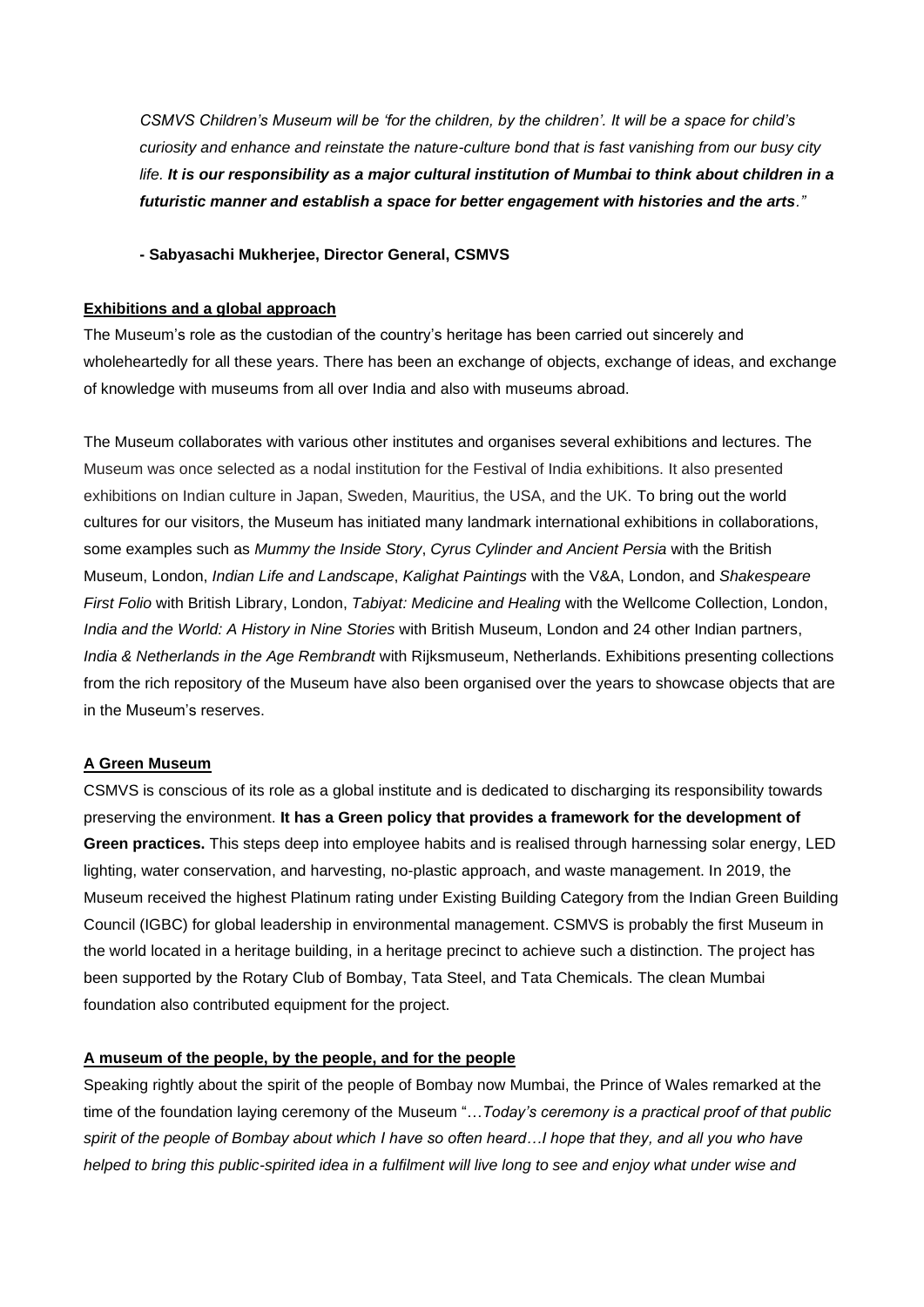*CSMVS Children's Museum will be 'for the children, by the children'. It will be a space for child's curiosity and enhance and reinstate the nature-culture bond that is fast vanishing from our busy city life.* ***It is our responsibility as a major cultural institution of Mumbai to think about children in a futuristic manner and establish a space for better engagement with histories and the arts****."*

**- Sabyasachi Mukherjee, Director General, CSMVS**

**Exhibitions and a global approach**

The Museum's role as the custodian of the country's heritage has been carried out sincerely and wholeheartedly for all these years. There has been an exchange of objects, exchange of ideas, and exchange of knowledge with museums from all over India and also with museums abroad.

The Museum collaborates with various other institutes and organises several exhibitions and lectures. The Museum was once selected as a nodal institution for the Festival of India exhibitions. It also presented exhibitions on Indian culture in Japan, Sweden, Mauritius, the USA, and the UK. To bring out the world cultures for our visitors, the Museum has initiated many landmark international exhibitions in collaborations, some examples such as *Mummy the Inside Story*, *Cyrus Cylinder and Ancient Persia* with the British Museum, London, *Indian Life and Landscape*, *Kalighat Paintings* with the V&A, London, and *Shakespeare First Folio* with British Library, London, *Tabiyat: Medicine and Healing* with the Wellcome Collection, London, *India and the World: A History in Nine Stories* with British Museum, London and 24 other Indian partners, *India & Netherlands in the Age Rembrandt* with Rijksmuseum, Netherlands. Exhibitions presenting collections from the rich repository of the Museum have also been organised over the years to showcase objects that are in the Museum's reserves.

**A Green Museum**

CSMVS is conscious of its role as a global institute and is dedicated to discharging its responsibility towards preserving the environment. **It has a Green policy that provides a framework for the development of Green practices.** This steps deep into employee habits and is realised through harnessing solar energy, LED lighting, water conservation, and harvesting, no-plastic approach, and waste management. In 2019, the Museum received the highest Platinum rating under Existing Building Category from the Indian Green Building Council (IGBC) for global leadership in environmental management. CSMVS is probably the first Museum in the world located in a heritage building, in a heritage precinct to achieve such a distinction. The project has been supported by the Rotary Club of Bombay, Tata Steel, and Tata Chemicals. The clean Mumbai foundation also contributed equipment for the project.

**A museum of the people, by the people, and for the people**

Speaking rightly about the spirit of the people of Bombay now Mumbai, the Prince of Wales remarked at the time of the foundation laying ceremony of the Museum "…*Today's ceremony is a practical proof of that public spirit of the people of Bombay about which I have so often heard…I hope that they, and all you who have helped to bring this public-spirited idea in a fulfilment will live long to see and enjoy what under wise and*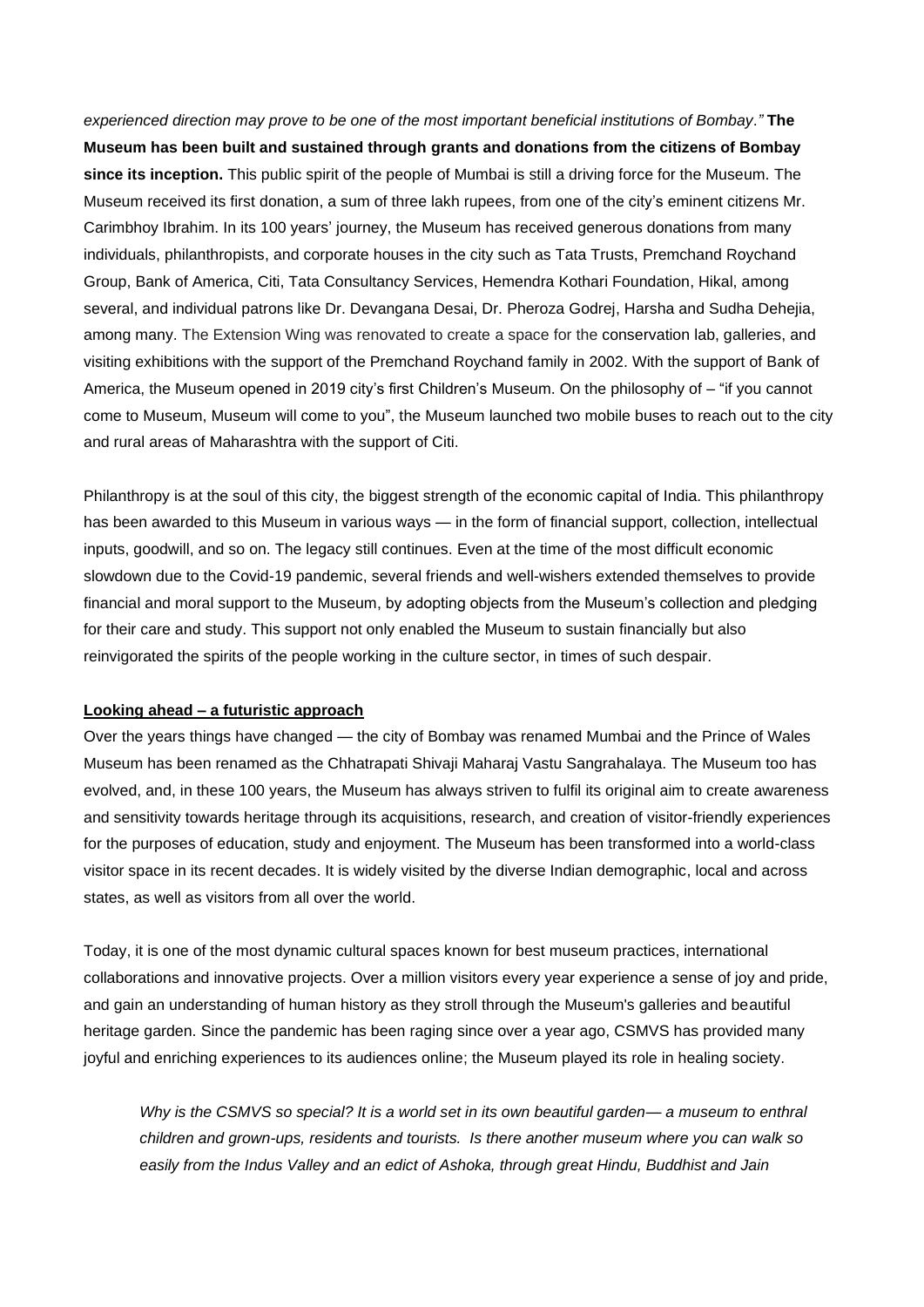*experienced direction may prove to be one of the most important beneficial institutions of Bombay."* **The Museum has been built and sustained through grants and donations from the citizens of Bombay since its inception.** This public spirit of the people of Mumbai is still a driving force for the Museum. The Museum received its first donation, a sum of three lakh rupees, from one of the city's eminent citizens Mr. Carimbhoy Ibrahim. In its 100 years' journey, the Museum has received generous donations from many individuals, philanthropists, and corporate houses in the city such as Tata Trusts, Premchand Roychand Group, Bank of America, Citi, Tata Consultancy Services, Hemendra Kothari Foundation, Hikal, among several, and individual patrons like Dr. Devangana Desai, Dr. Pheroza Godrej, Harsha and Sudha Dehejia, among many. The Extension Wing was renovated to create a space for the conservation lab, galleries, and visiting exhibitions with the support of the Premchand Roychand family in 2002. With the support of Bank of America, the Museum opened in 2019 city's first Children's Museum. On the philosophy of – "if you cannot come to Museum, Museum will come to you", the Museum launched two mobile buses to reach out to the city and rural areas of Maharashtra with the support of Citi.

Philanthropy is at the soul of this city, the biggest strength of the economic capital of India. This philanthropy has been awarded to this Museum in various ways — in the form of financial support, collection, intellectual inputs, goodwill, and so on. The legacy still continues. Even at the time of the most difficult economic slowdown due to the Covid-19 pandemic, several friends and well-wishers extended themselves to provide financial and moral support to the Museum, by adopting objects from the Museum's collection and pledging for their care and study. This support not only enabled the Museum to sustain financially but also reinvigorated the spirits of the people working in the culture sector, in times of such despair.

**Looking ahead – a futuristic approach**

Over the years things have changed — the city of Bombay was renamed Mumbai and the Prince of Wales Museum has been renamed as the Chhatrapati Shivaji Maharaj Vastu Sangrahalaya. The Museum too has evolved, and, in these 100 years, the Museum has always striven to fulfil its original aim to create awareness and sensitivity towards heritage through its acquisitions, research, and creation of visitor-friendly experiences for the purposes of education, study and enjoyment. The Museum has been transformed into a world-class visitor space in its recent decades. It is widely visited by the diverse Indian demographic, local and across states, as well as visitors from all over the world.

Today, it is one of the most dynamic cultural spaces known for best museum practices, international collaborations and innovative projects. Over a million visitors every year experience a sense of joy and pride, and gain an understanding of human history as they stroll through the Museum's galleries and beautiful heritage garden. Since the pandemic has been raging since over a year ago, CSMVS has provided many joyful and enriching experiences to its audiences online; the Museum played its role in healing society.

> *Why is the CSMVS so special? It is a world set in its own beautiful garden— a museum to enthral children and grown-ups, residents and tourists. Is there another museum where you can walk so easily from the Indus Valley and an edict of Ashoka, through great Hindu, Buddhist and Jain*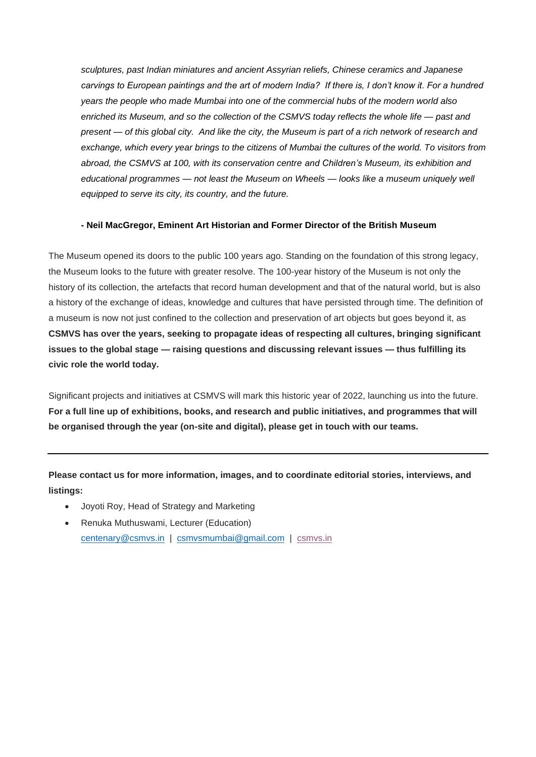*sculptures, past Indian miniatures and ancient Assyrian reliefs, Chinese ceramics and Japanese carvings to European paintings and the art of modern India? If there is, I don't know it. For a hundred years the people who made Mumbai into one of the commercial hubs of the modern world also enriched its Museum, and so the collection of the CSMVS today reflects the whole life — past and present — of this global city. And like the city, the Museum is part of a rich network of research and exchange, which every year brings to the citizens of Mumbai the cultures of the world. To visitors from abroad, the CSMVS at 100, with its conservation centre and Children's Museum, its exhibition and educational programmes — not least the Museum on Wheels — looks like a museum uniquely well equipped to serve its city, its country, and the future.*

**- Neil MacGregor, Eminent Art Historian and Former Director of the British Museum**

The Museum opened its doors to the public 100 years ago. Standing on the foundation of this strong legacy, the Museum looks to the future with greater resolve. The 100-year history of the Museum is not only the history of its collection, the artefacts that record human development and that of the natural world, but is also a history of the exchange of ideas, knowledge and cultures that have persisted through time. The definition of a museum is now not just confined to the collection and preservation of art objects but goes beyond it, as **CSMVS has over the years, seeking to propagate ideas of respecting all cultures, bringing significant issues to the global stage — raising questions and discussing relevant issues — thus fulfilling its civic role the world today.**

Significant projects and initiatives at CSMVS will mark this historic year of 2022, launching us into the future. **For a full line up of exhibitions, books, and research and public initiatives, and programmes that will be organised through the year (on-site and digital), please get in touch with our teams.**

---

**Please contact us for more information, images, and to coordinate editorial stories, interviews, and listings:**

- Joyoti Roy, Head of Strategy and Marketing
- Renuka Muthuswami, Lecturer (Education)
  centenary@csmvs.in | csmvsmumbai@gmail.com | csmvs.in